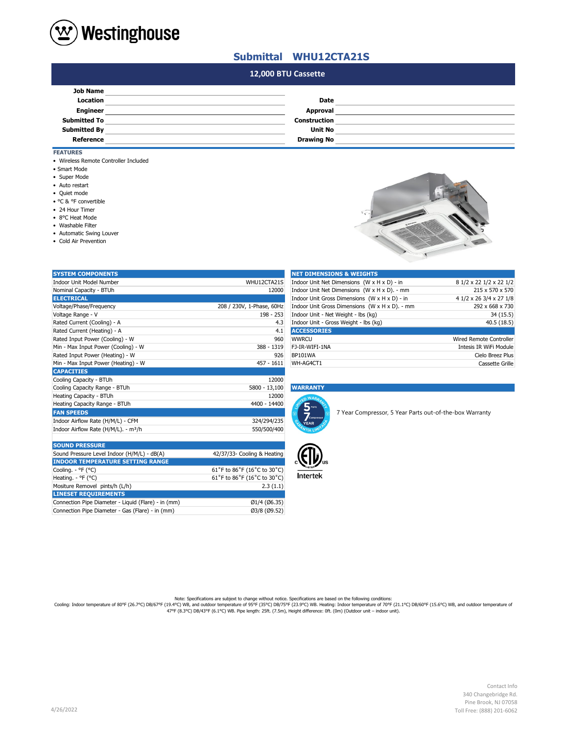# Westinghouse

## Submittal WHU12CTA21S

### 12,000 BTU Cassette

| | | | |
|---|---|---|---|
| **Job Name** | | | |
| **Location** | | **Date** | |
| **Engineer** | | **Approval** | |
| **Submitted To** | | **Construction** | |
| **Submitted By** | | **Unit No** | |
| **Reference** | | **Drawing No** | |

### FEATURES

- Wireless Remote Controller Included
- Smart Mode
- Super Mode
- Auto restart
- Quiet mode
- °C & °F convertible
- 24 Hour Timer
- 8°C Heat Mode
- Washable Filter
- Automatic Swing Louver
- Cold Air Prevention

| **SYSTEM COMPONENTS** | |
|---|---|
| Indoor Unit Model Number | WHU12CTA21S |
| Nominal Capacity - BTUh | 12000 |
| **ELECTRICAL** | |
| Voltage/Phase/Frequency | 208 / 230V, 1-Phase, 60Hz |
| Voltage Range - V | 198 - 253 |
| Rated Current (Cooling) - A | 4.3 |
| Rated Current (Heating) - A | 4.1 |
| Rated Input Power (Cooling) - W | 960 |
| Min - Max Input Power (Cooling) - W | 388 - 1319 |
| Rated Input Power (Heating) - W | 926 |
| Min - Max Input Power (Heating) - W | 457 - 1611 |
| **CAPACITIES** | |
| Cooling Capacity - BTUh | 12000 |
| Cooling Capacity Range - BTUh | 5800 - 13,100 |
| Heating Capacity - BTUh | 12000 |
| Heating Capacity Range - BTUh | 4400 - 14400 |
| **FAN SPEEDS** | |
| Indoor Airflow Rate (H/M/L) - CFM | 324/294/235 |
| Indoor Airflow Rate (H/M/L). - m³/h | 550/500/400 |

| **SOUND PRESSURE** | |
|---|---|
| Sound Pressure Level Indoor (H/M/L) - dB(A) | 42/37/33- Cooling & Heating |
| **INDOOR TEMPERATURE SETTING RANGE** | |
| Cooling. - °F (°C) | 61˚F to 86˚F (16˚C to 30˚C) |
| Heating. - °F (°C) | 61˚F to 86˚F (16˚C to 30˚C) |
| Mositure Removel pints/h (L/h) | 2.3 (1.1) |
| **LINESET REQUIREMENTS** | |
| Connection Pipe Diameter - Liquid (Flare) - in (mm) | Ø1/4 (Ø6.35) |
| Connection Pipe Diameter - Gas (Flare) - in (mm) | Ø3/8 (Ø9.52) |

| **NET DIMENSIONS & WEIGHTS** | |
|---|---|
| Indoor Unit Net Dimensions (W x H x D) - in | 8 1/2 x 22 1/2 x 22 1/2 |
| Indoor Unit Net Dimensions (W x H x D). - mm | 215 x 570 x 570 |
| Indoor Unit Gross Dimensions (W x H x D) - in | 4 1/2 x 26 3/4 x 27 1/8 |
| Indoor Unit Gross Dimensions (W x H x D). - mm | 292 x 668 x 730 |
| Indoor Unit - Net Weight - lbs (kg) | 34 (15.5) |
| Indoor Unit - Gross Weight - lbs (kg) | 40.5 (18.5) |
| **ACCESSORIES** | |
| WWRCU | Wired Remote Controller |
| FJ-IR-WIFI-1NA | Intesis IR WiFi Module |
| BP101WA | Cielo Breez Plus |
| WH-AG4CT1 | Cassette Grille |

### WARRANTY

7 Year Compressor, 5 Year Parts out-of-the-box Warranty

Intertek

Note: Specifications are subject to change without notice. Specifications are based on the following conditions:
Cooling: Indoor temperature of 80°F (26.7°C) DB/67°F (19.4°C) WB, and outdoor temperature of 95°F (35°C) DB/75°F (23.9°C) WB. Heating: Indoor temperature of 70°F (21.1°C) DB/60°F (15.6°C) WB, and outdoor temperature of 47°F (8.3°C) DB/43°F (6.1°C) WB. Pipe length: 25ft. (7.5m), Height difference: 0ft. (0m) (Outdoor unit – indoor unit).

4/26/2022

Contact Info
340 Changebridge Rd.
Pine Brook, NJ 07058
Toll Free: (888) 201-6062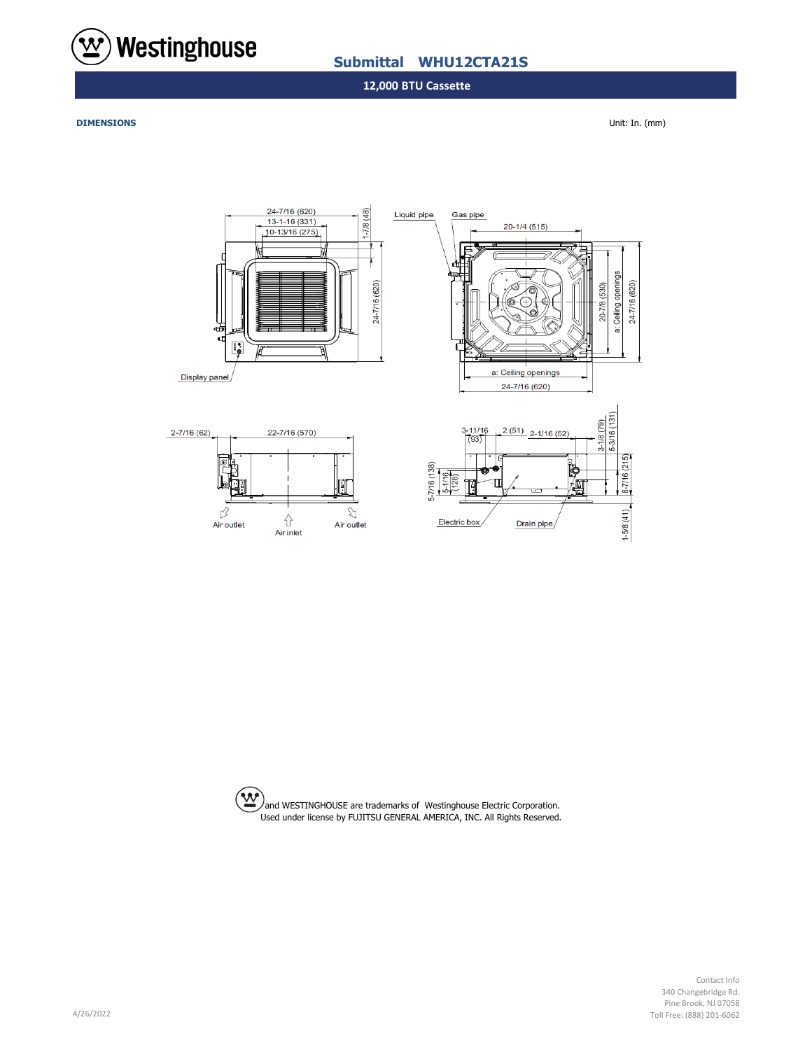# Submittal WHU12CTA21S

**12,000 BTU Cassette**

**DIMENSIONS**

Unit: In. (mm)

24-7/16 (620)
13-1-16 (331)
10-13/16 (275)
1-7/8 (48)
24-7/16 (620)
Display panel

Liquid pipe
Gas pipe
20-1/4 (515)
20-7/8 (530)
a: Ceiling openings
24-7/16 (620)
a: Ceiling openings
24-7/16 (620)

2-7/16 (62)
22-7/16 (570)
Air outlet
Air inlet
Air outlet

3-11/16 (93)
2 (51)
2-1/16 (52)
3-1/8 (79)
5-3/16 (131)
5-7/16 (138)
5-1/16 (128)
8-7/16 (215)
1-5/8 (41)
Electric box
Drain pipe

and WESTINGHOUSE are trademarks of Westinghouse Electric Corporation.
Used under license by FUJITSU GENERAL AMERICA, INC. All Rights Reserved.

4/26/2022

Contact Info
340 Changebridge Rd.
Pine Brook, NJ 07058
Toll Free: (888) 201-6062